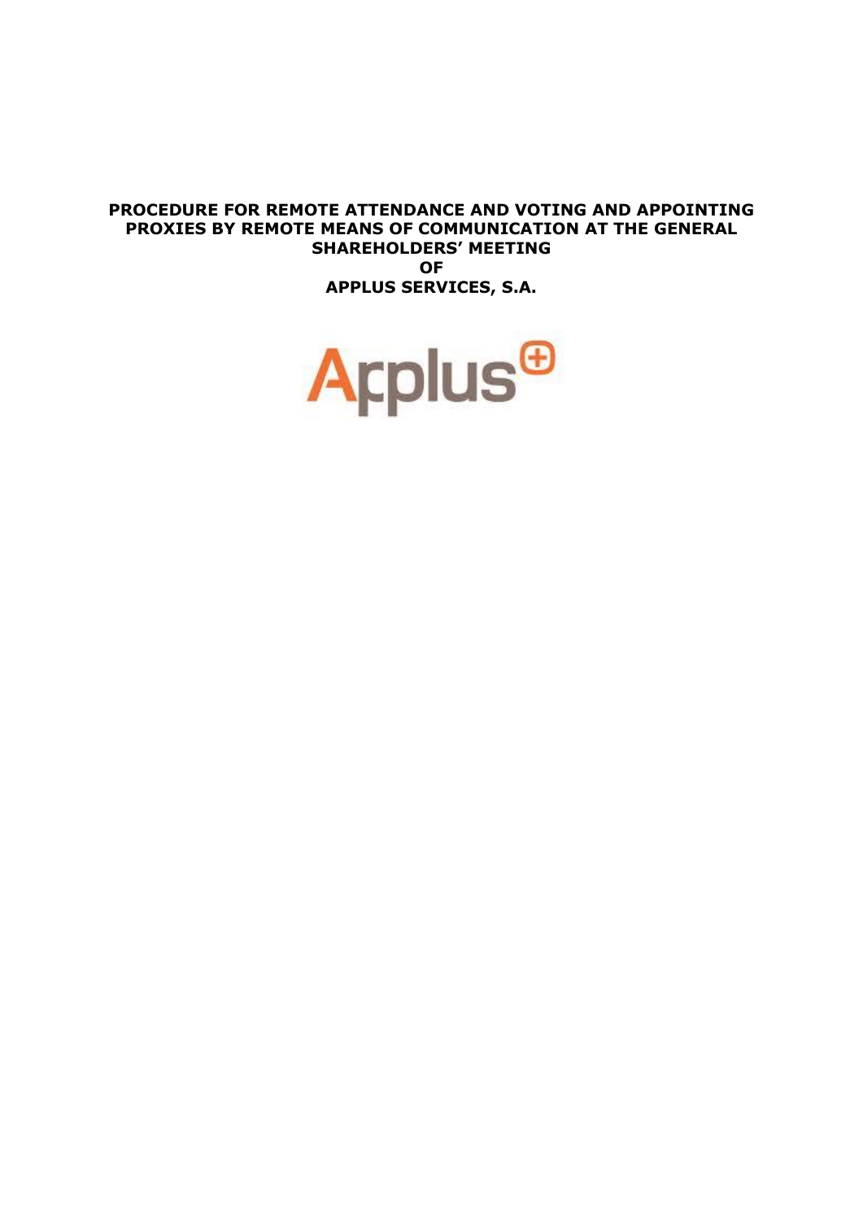# PROCEDURE FOR REMOTE ATTENDANCE AND VOTING AND APPOINTING PROXIES BY REMOTE MEANS OF COMMUNICATION AT THE GENERAL SHAREHOLDERS' MEETING OF APPLUS SERVICES, S.A.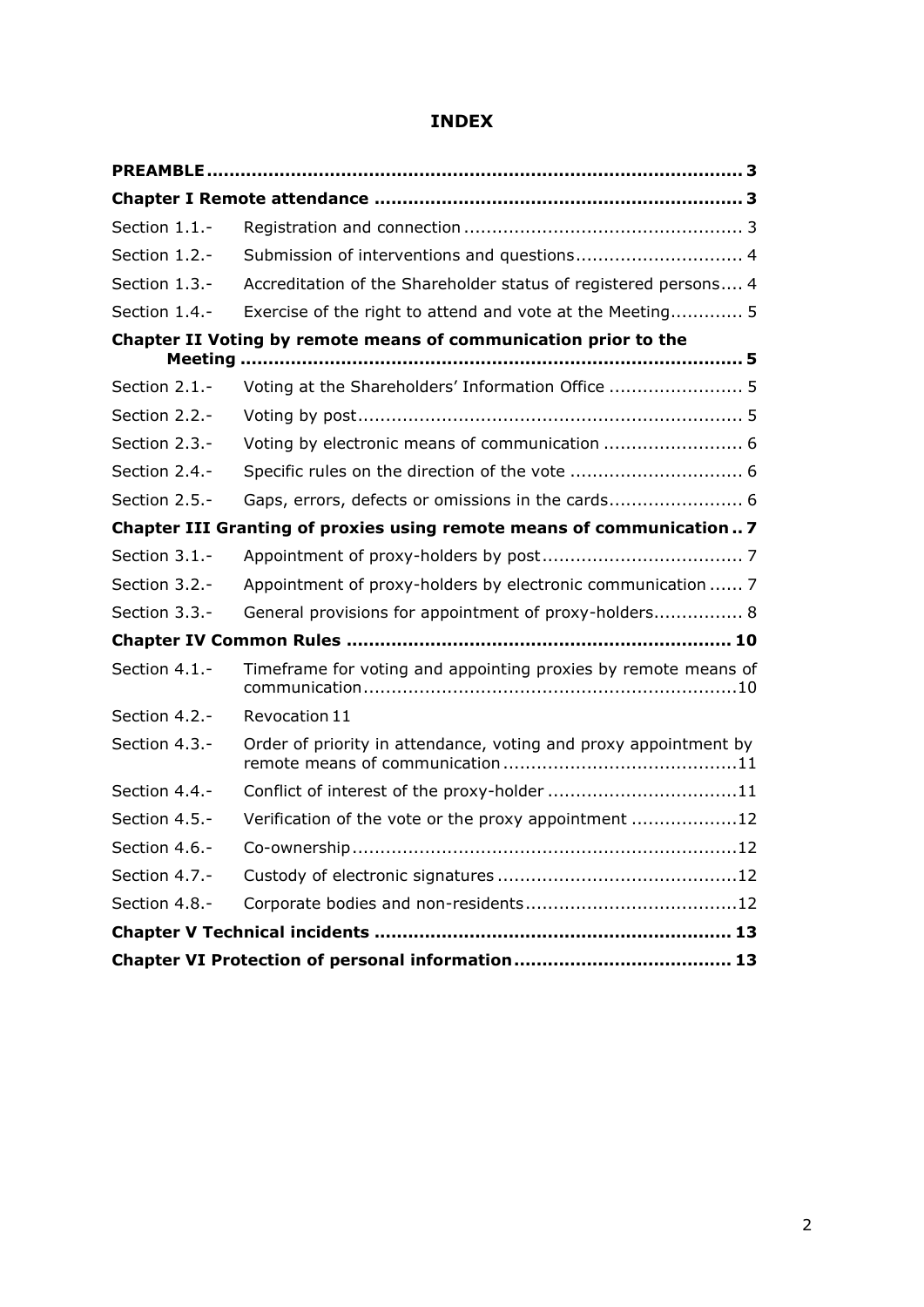# INDEX

| | |
|---|---|
| **PREAMBLE** | **3** |
| **Chapter I Remote attendance** | **3** |
| Section 1.1.- | Registration and connection 3 |
| Section 1.2.- | Submission of interventions and questions 4 |
| Section 1.3.- | Accreditation of the Shareholder status of registered persons 4 |
| Section 1.4.- | Exercise of the right to attend and vote at the Meeting 5 |
| **Chapter II Voting by remote means of communication prior to the Meeting** | **5** |
| Section 2.1.- | Voting at the Shareholders' Information Office 5 |
| Section 2.2.- | Voting by post 5 |
| Section 2.3.- | Voting by electronic means of communication 6 |
| Section 2.4.- | Specific rules on the direction of the vote 6 |
| Section 2.5.- | Gaps, errors, defects or omissions in the cards 6 |
| **Chapter III Granting of proxies using remote means of communication** | **7** |
| Section 3.1.- | Appointment of proxy-holders by post 7 |
| Section 3.2.- | Appointment of proxy-holders by electronic communication 7 |
| Section 3.3.- | General provisions for appointment of proxy-holders 8 |
| **Chapter IV Common Rules** | **10** |
| Section 4.1.- | Timeframe for voting and appointing proxies by remote means of communication 10 |
| Section 4.2.- | Revocation 11 |
| Section 4.3.- | Order of priority in attendance, voting and proxy appointment by remote means of communication 11 |
| Section 4.4.- | Conflict of interest of the proxy-holder 11 |
| Section 4.5.- | Verification of the vote or the proxy appointment 12 |
| Section 4.6.- | Co-ownership 12 |
| Section 4.7.- | Custody of electronic signatures 12 |
| Section 4.8.- | Corporate bodies and non-residents 12 |
| **Chapter V Technical incidents** | **13** |
| **Chapter VI Protection of personal information** | **13** |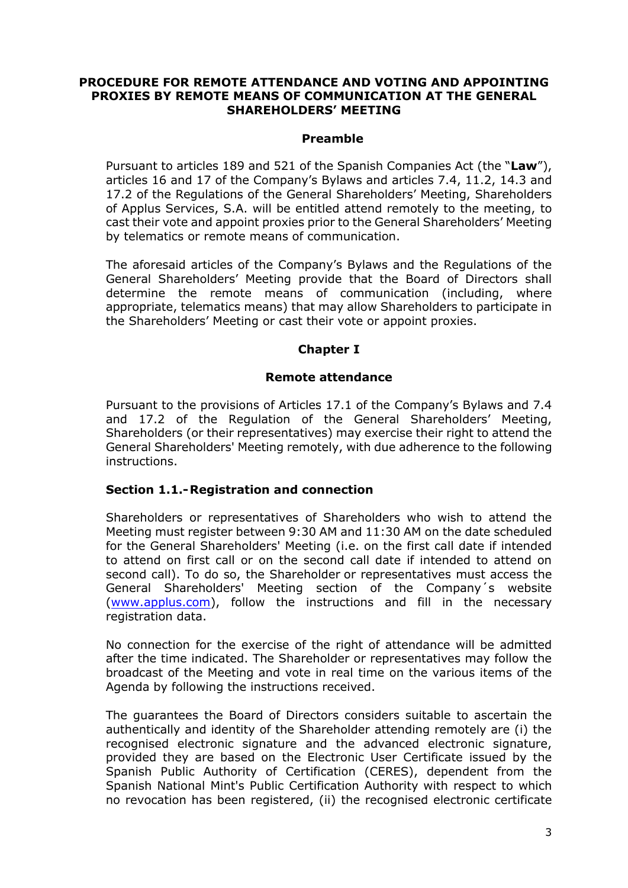# PROCEDURE FOR REMOTE ATTENDANCE AND VOTING AND APPOINTING PROXIES BY REMOTE MEANS OF COMMUNICATION AT THE GENERAL SHAREHOLDERS' MEETING

## Preamble

Pursuant to articles 189 and 521 of the Spanish Companies Act (the "**Law**"), articles 16 and 17 of the Company's Bylaws and articles 7.4, 11.2, 14.3 and 17.2 of the Regulations of the General Shareholders' Meeting, Shareholders of Applus Services, S.A. will be entitled attend remotely to the meeting, to cast their vote and appoint proxies prior to the General Shareholders' Meeting by telematics or remote means of communication.

The aforesaid articles of the Company's Bylaws and the Regulations of the General Shareholders' Meeting provide that the Board of Directors shall determine the remote means of communication (including, where appropriate, telematics means) that may allow Shareholders to participate in the Shareholders' Meeting or cast their vote or appoint proxies.

## Chapter I

### Remote attendance

Pursuant to the provisions of Articles 17.1 of the Company's Bylaws and 7.4 and 17.2 of the Regulation the General Shareholders' Meeting, Shareholders (or their representatives) may exercise their right to attend the General Shareholders' Meeting remotely, with due adherence to the following instructions.

### Section 1.1.- Registration and connection

Shareholders or representatives of Shareholders who wish to attend the Meeting must register between 9:30 AM and 11:30 AM on the date scheduled for the General Shareholders' Meeting (i.e. on the first call date if intended to attend on first call or on the second call date if intended to attend on second call). To do so, the Shareholder or representatives must access the General Shareholders' Meeting section of the Company´s website (www.applus.com), follow the instructions and fill in the necessary registration data.

No connection for the exercise of the right of attendance will be admitted after the time indicated. The Shareholder or representatives may follow the broadcast of the Meeting and vote in real time on the various items of the Agenda by following the instructions received.

The guarantees the Board of Directors considers suitable to ascertain the authentically and identity of the Shareholder attending remotely are (i) the recognised electronic signature and the advanced electronic signature, provided they are based on the Electronic User Certificate issued by the Spanish Public Authority of Certification (CERES), dependent from the Spanish National Mint's Public Certification Authority with respect to which no revocation has been registered, (ii) the recognised electronic certificate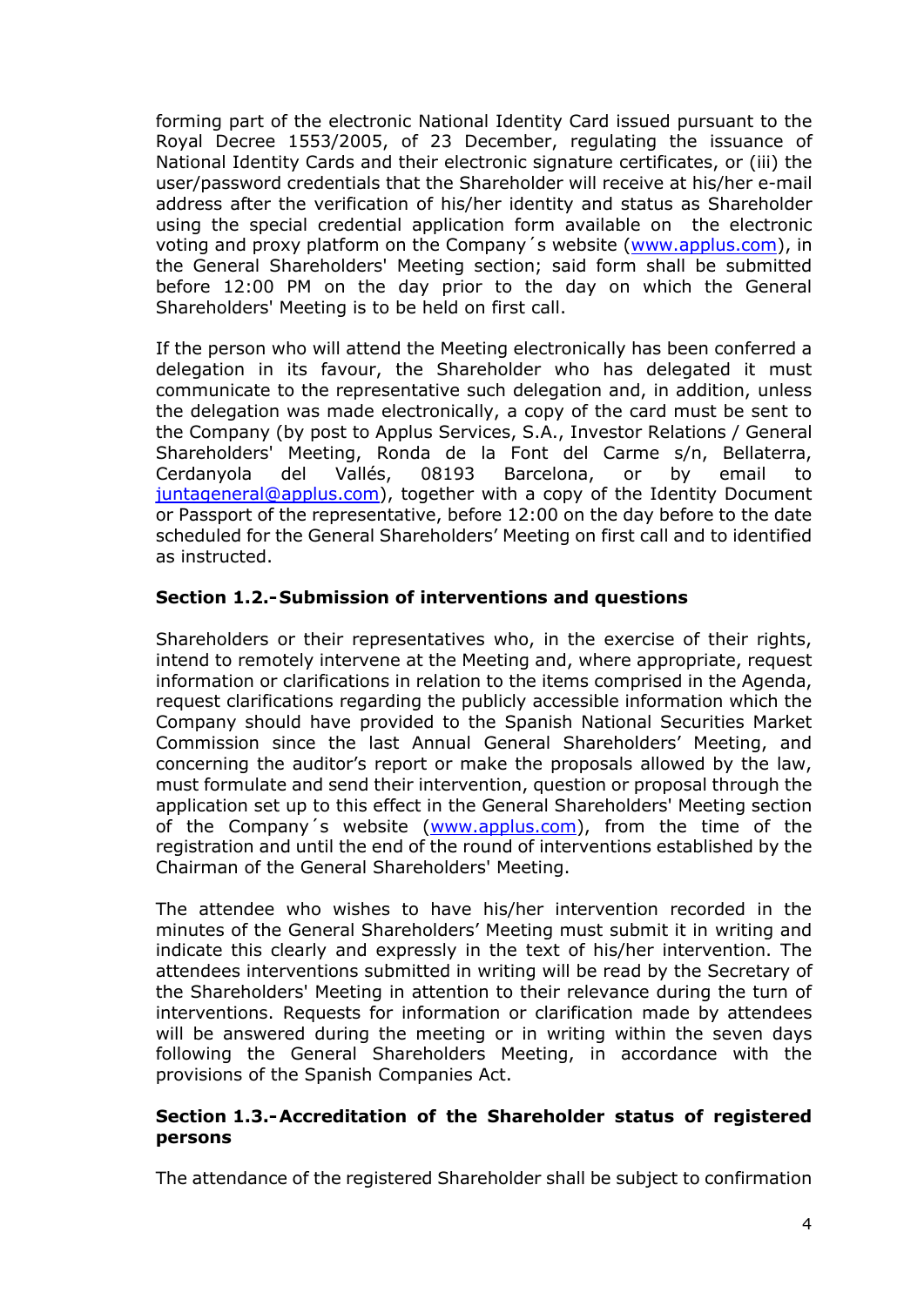forming part of the electronic National Identity Card issued pursuant to the Royal Decree 1553/2005, of 23 December, regulating the issuance of National Identity Cards and their electronic signature certificates, or (iii) the user/password credentials that the Shareholder will receive at his/her e-mail address after the verification of his/her identity and status as Shareholder using the special credential application form available on the electronic voting and proxy platform on the Company´s website (www.applus.com), in the General Shareholders' Meeting section; said form shall be submitted before 12:00 PM on the day prior to the day on which the General Shareholders' Meeting is to be held on first call.

If the person who will attend the Meeting electronically has been conferred a delegation in its favour, the Shareholder who has delegated it must communicate to the representative such delegation and, in addition, unless the delegation was made electronically, a copy of the card must be sent to the Company (by post to Applus Services, S.A., Investor Relations / General Shareholders' Meeting, Ronda de la Font del Carme s/n, Bellaterra, Cerdanyola del Vallés, 08193 Barcelona, or by email to juntageneral@applus.com), together with a copy of the Identity Document or Passport of the representative, before 12:00 on the day before to the date scheduled for the General Shareholders' Meeting on first call and to identified as instructed.

### Section 1.2.- Submission of interventions and questions

Shareholders or their representatives who, in the exercise of their rights, intend to remotely intervene at the Meeting and, where appropriate, request information or clarifications in relation to the items comprised in the Agenda, request clarifications regarding the publicly accessible information which the Company should have provided to the Spanish National Securities Market Commission since the last Annual General Shareholders' Meeting, and concerning the auditor's report or make the proposals allowed by the law, must formulate and send their intervention, question or proposal through the application set up to this effect in the General Shareholders' Meeting section of the Company´s website (www.applus.com), from the time of the registration and until the end of the round of interventions established by the Chairman of the General Shareholders' Meeting.

The attendee who wishes to have his/her intervention recorded in the minutes of the General Shareholders' Meeting must submit it in writing and indicate this clearly and expressly in the text of his/her intervention. The attendees interventions submitted in writing will be read by the Secretary of the Shareholders' Meeting in attention to their relevance during the turn of interventions. Requests for information or clarification made by attendees will be answered during the meeting or in writing within the seven days following the General Shareholders Meeting, in accordance with the provisions of the Spanish Companies Act.

### Section 1.3.- Accreditation of the Shareholder status of registered persons

The attendance of the registered Shareholder shall be subject to confirmation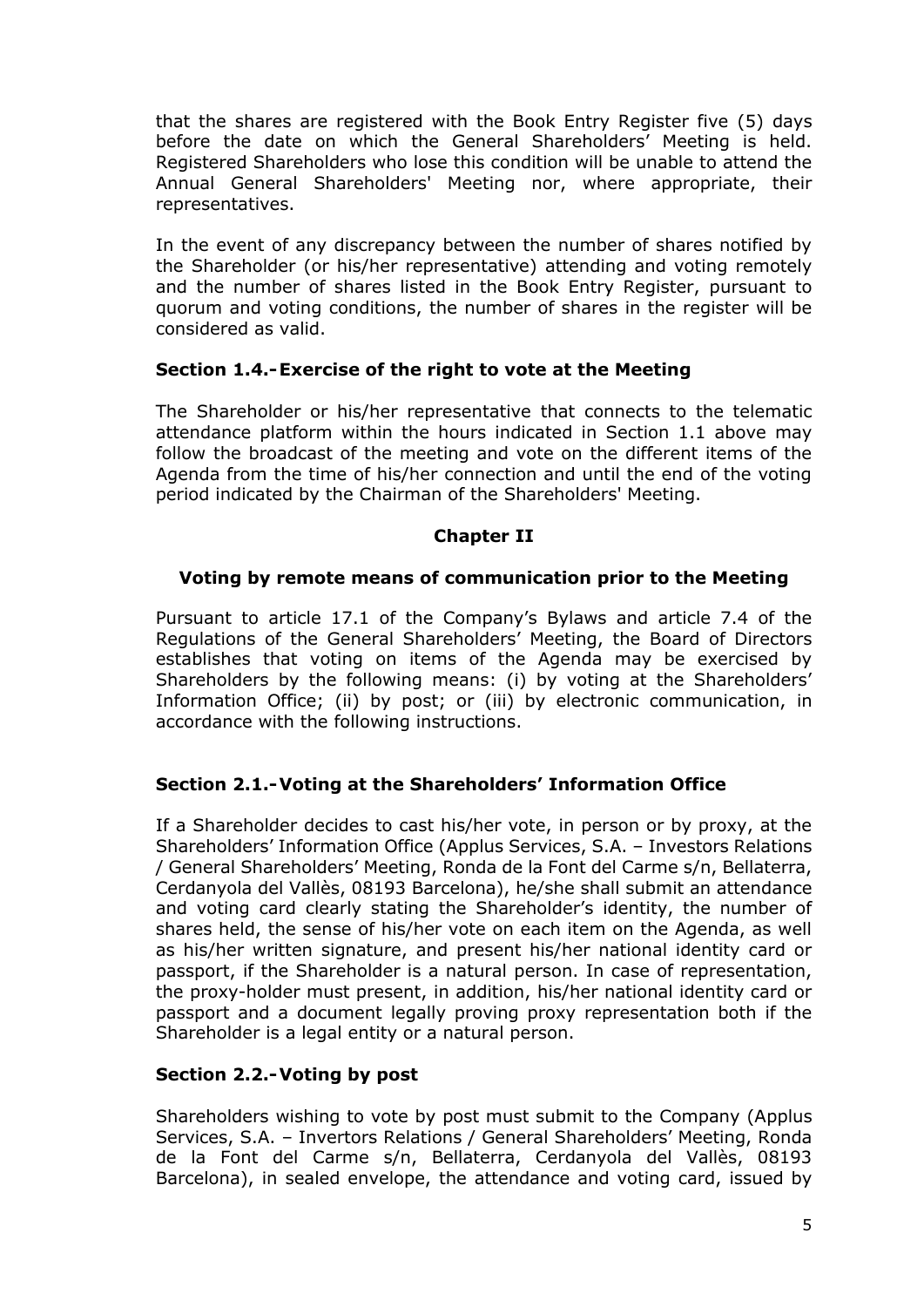that the shares are registered with the Book Entry Register five (5) days before the date on which the General Shareholders' Meeting is held. Registered Shareholders who lose this condition will be unable to attend the Annual General Shareholders' Meeting nor, where appropriate, their representatives.

In the event of any discrepancy between the number of shares notified by the Shareholder (or his/her representative) attending and voting remotely and the number of shares listed in the Book Entry Register, pursuant to quorum and voting conditions, the number of shares in the register will be considered as valid.

### Section 1.4.- Exercise of the right to vote at the Meeting

The Shareholder or his/her representative that connects to the telematic attendance platform within the hours indicated in Section 1.1 above may follow the broadcast of the meeting and vote on the different items of the Agenda from the time of his/her connection and until the end of the voting period indicated by the Chairman of the Shareholders' Meeting.

## Chapter II

## Voting by remote means of communication prior to the Meeting

Pursuant to article 17.1 of the Company's Bylaws and article 7.4 of the Regulations of the General Shareholders' Meeting, the Board of Directors establishes that voting on items of the Agenda may be exercised by Shareholders by the following means: (i) by voting at the Shareholders' Information Office; (ii) by post; or (iii) by electronic communication, in accordance with the following instructions.

### Section 2.1.- Voting at the Shareholders' Information Office

If a Shareholder decides to cast his/her vote, in person or by proxy, at the Shareholders' Information Office (Applus Services, S.A. – Investors Relations / General Shareholders' Meeting, Ronda de la Font del Carme s/n, Bellaterra, Cerdanyola del Vallès, 08193 Barcelona), he/she shall submit an attendance and voting card clearly stating the Shareholder's identity, the number of shares held, the sense of his/her vote on each item on the Agenda, as well as his/her written signature, and present his/her national identity card or passport, if the Shareholder is a natural person. In case of representation, the proxy-holder must present, in addition, his/her national identity card or passport and a document legally proving proxy representation both if the Shareholder is a legal entity or a natural person.

### Section 2.2.- Voting by post

Shareholders wishing to vote by post must submit to the Company (Applus Services, S.A. – Invertors Relations / General Shareholders' Meeting, Ronda de la Font del Carme s/n, Bellaterra, Cerdanyola del Vallès, 08193 Barcelona), in sealed envelope, the attendance and voting card, issued by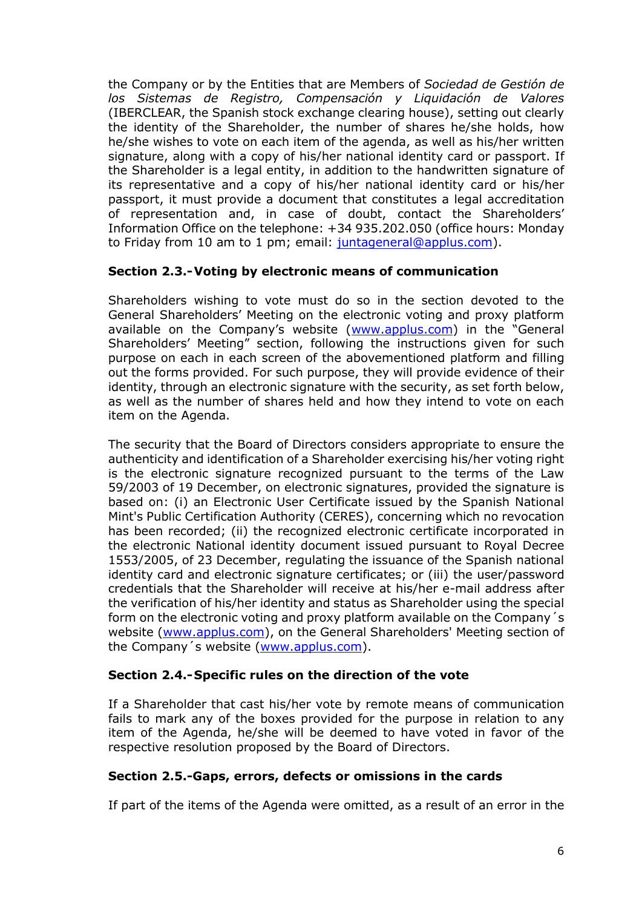the Company or by the Entities that are Members of *Sociedad de Gestión de los Sistemas de Registro, Compensación y Liquidación de Valores* (IBERCLEAR, the Spanish stock exchange clearing house), setting out clearly the identity of the Shareholder, the number of shares he/she holds, how he/she wishes to vote on each item of the agenda, as well as his/her written signature, along with a copy of his/her national identity card or passport. If the Shareholder is a legal entity, in addition to the handwritten signature of its representative and a copy of his/her national identity card or his/her passport, it must provide a document that constitutes a legal accreditation of representation and, in case of doubt, contact the Shareholders' Information Office on the telephone: +34 935.202.050 (office hours: Monday to Friday from 10 am to 1 pm; email: juntageneral@applus.com).

**Section 2.3.-Voting by electronic means of communication**

Shareholders wishing to vote must do so in the section devoted to the General Shareholders' Meeting on the electronic voting and proxy platform available on the Company's website (www.applus.com) in the "General Shareholders' Meeting" section, following the instructions given for such purpose on each in each screen of the abovementioned platform and filling out the forms provided. For such purpose, they will provide evidence of their identity, through an electronic signature with the security, as set forth below, as well as the number of shares held and how they intend to vote on each item on the Agenda.

The security that the Board of Directors considers appropriate to ensure the authenticity and identification of a Shareholder exercising his/her voting right is the electronic signature recognized pursuant to the terms of the Law 59/2003 of 19 December, on electronic signatures, provided the signature is based on: (i) an Electronic User Certificate issued by the Spanish National Mint's Public Certification Authority (CERES), concerning which no revocation has been recorded; (ii) the recognized electronic certificate incorporated in the electronic National identity document issued pursuant to Royal Decree 1553/2005, of 23 December, regulating the issuance of the Spanish national identity card and electronic signature certificates; or (iii) the user/password credentials that the Shareholder will receive at his/her e-mail address after the verification of his/her identity and status as Shareholder using the special form on the electronic voting and proxy platform available on the Company´s website (www.applus.com), on the General Shareholders' Meeting section of the Company´s website (www.applus.com).

**Section 2.4.-Specific rules on the direction of the vote**

If a Shareholder that cast his/her vote by remote means of communication fails to mark any of the boxes provided for the purpose in relation to any item of the Agenda, he/she will be deemed to have voted in favor of the respective resolution proposed by the Board of Directors.

**Section 2.5.-Gaps, errors, defects or omissions in the cards**

If part of the items of the Agenda were omitted, as a result of an error in the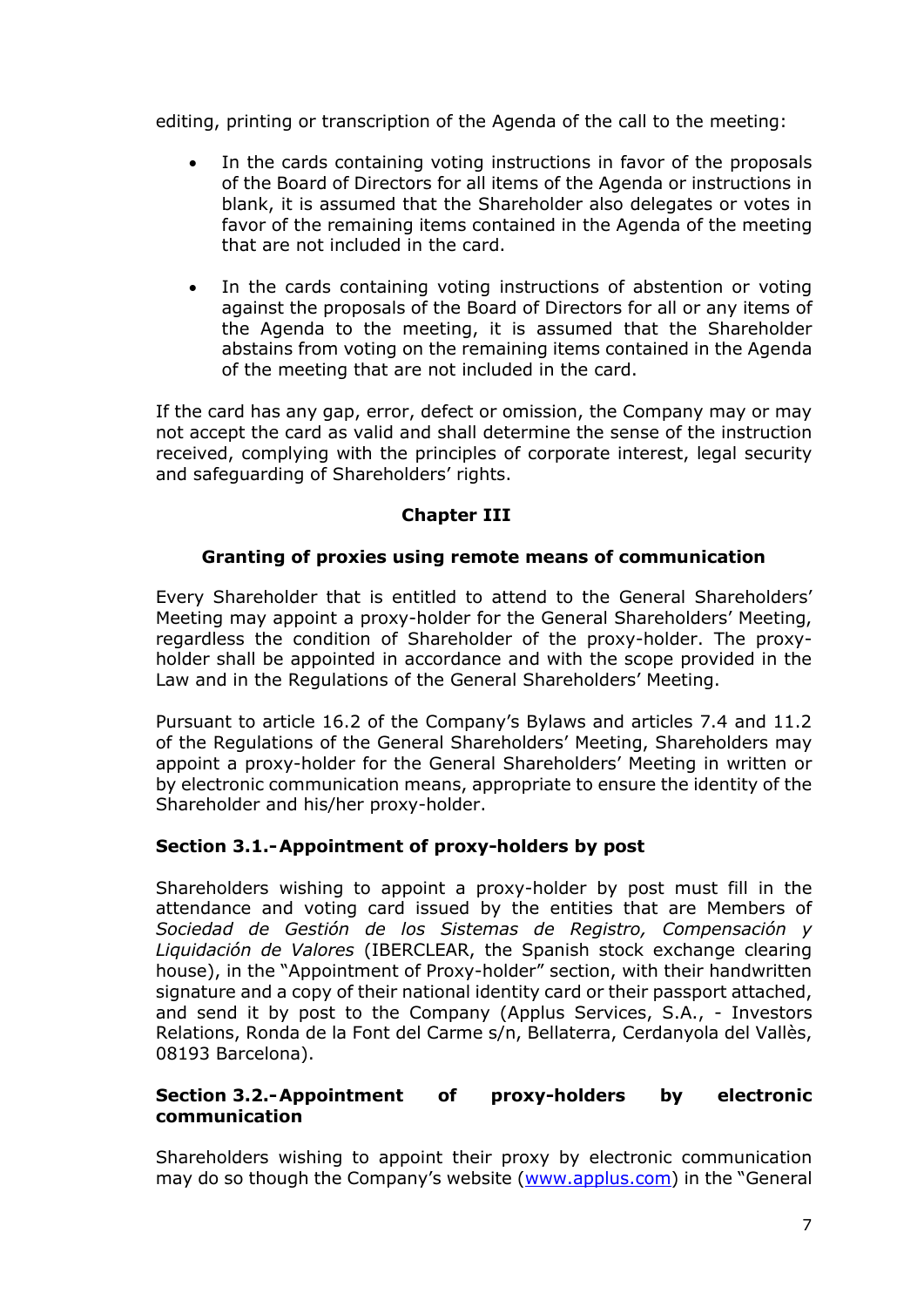editing, printing or transcription of the Agenda of the call to the meeting:

- In the cards containing voting instructions in favor of the proposals of the Board of Directors for all items of the Agenda or instructions in blank, it is assumed that the Shareholder also delegates or votes in favor of the remaining items contained in the Agenda of the meeting that are not included in the card.

- In the cards containing voting instructions of abstention or voting against the proposals of the Board of Directors for all or any items of the Agenda to the meeting, it is assumed that the Shareholder abstains from voting on the remaining items contained in the Agenda of the meeting that are not included in the card.

If the card has any gap, error, defect or omission, the Company may or may not accept the card as valid and shall determine the sense of the instruction received, complying with the principles of corporate interest, legal security and safeguarding of Shareholders' rights.

## Chapter III

## Granting of proxies using remote means of communication

Every Shareholder that is entitled to attend to the General Shareholders' Meeting may appoint a proxy-holder for the General Shareholders' Meeting, regardless the condition of Shareholder of the proxy-holder. The proxy-holder shall be appointed in accordance and with the scope provided in the Law and in the Regulations of the General Shareholders' Meeting.

Pursuant to article 16.2 of the Company's Bylaws and articles 7.4 and 11.2 of the Regulations of the General Shareholders' Meeting, Shareholders may appoint a proxy-holder for the General Shareholders' Meeting in written or by electronic communication means, appropriate to ensure the identity of the Shareholder and his/her proxy-holder.

### Section 3.1.- Appointment of proxy-holders by post

Shareholders wishing to appoint a proxy-holder by post must fill in the attendance and voting card issued by the entities that are Members of *Sociedad de Gestión de los Sistemas de Registro, Compensación y Liquidación de Valores* (IBERCLEAR, the Spanish stock exchange clearing house), in the "Appointment of Proxy-holder" section, with their handwritten signature and a copy of their national identity card or their passport attached, and send it by post to the Company (Applus Services, S.A., - Investors Relations, Ronda de la Font del Carme s/n, Bellaterra, Cerdanyola del Vallès, 08193 Barcelona).

### Section 3.2.- Appointment of proxy-holders by electronic communication

Shareholders wishing to appoint their proxy by electronic communication may do so though the Company's website ([www.applus.com](http://www.applus.com)) in the "General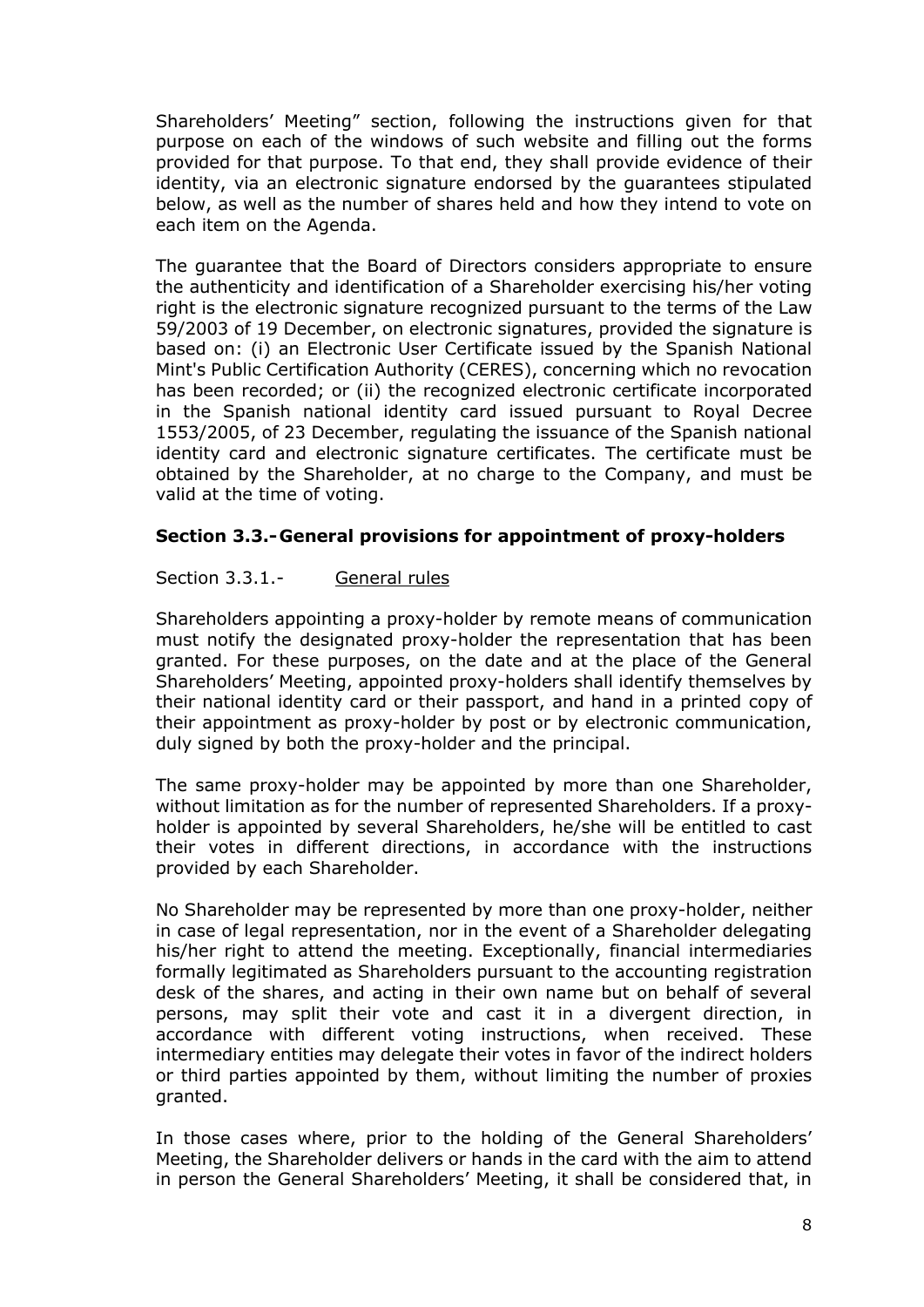Shareholders' Meeting" section, following the instructions given for that purpose on each of the windows of such website and filling out the forms provided for that purpose. To that end, they shall provide evidence of their identity, via an electronic signature endorsed by the guarantees stipulated below, as well as the number of shares held and how they intend to vote on each item on the Agenda.

The guarantee that the Board of Directors considers appropriate to ensure the authenticity and identification of a Shareholder exercising his/her voting right is the electronic signature recognized pursuant to the terms of the Law 59/2003 of 19 December, on electronic signatures, provided the signature is based on: (i) an Electronic User Certificate issued by the Spanish National Mint's Public Certification Authority (CERES), concerning which no revocation has been recorded; or (ii) the recognized electronic certificate incorporated in the Spanish national identity card issued pursuant to Royal Decree 1553/2005, of 23 December, regulating the issuance of the Spanish national identity card and electronic signature certificates. The certificate must be obtained by the Shareholder, at no charge to the Company, and must be valid at the time of voting.

### Section 3.3.- General provisions for appointment of proxy-holders

Section 3.3.1.- General rules

Shareholders appointing a proxy-holder by remote means of communication must notify the designated proxy-holder the representation that has been granted. For these purposes, on the date and at the place of the General Shareholders' Meeting, appointed proxy-holders shall identify themselves by their national identity card or their passport, and hand in a printed copy of their appointment as proxy-holder by post or by electronic communication, duly signed by both the proxy-holder and the principal.

The same proxy-holder may be appointed by more than one Shareholder, without limitation as for the number of represented Shareholders. If a proxy-holder is appointed by several Shareholders, he/she will be entitled to cast their votes in different directions, in accordance with the instructions provided by each Shareholder.

No Shareholder may be represented by more than one proxy-holder, neither in case of legal representation, nor in the event of a Shareholder delegating his/her right to attend the meeting. Exceptionally, financial intermediaries formally legitimated as Shareholders pursuant to the accounting registration desk of the shares, and acting in their own name but on behalf of several persons, may split their vote and cast it in a divergent direction, in accordance with different voting instructions, when received. These intermediary entities may delegate their votes in favor of the indirect holders or third parties appointed by them, without limiting the number of proxies granted.

In those cases where, prior to the holding of the General Shareholders' Meeting, the Shareholder delivers or hands in the card with the aim to attend in person the General Shareholders' Meeting, it shall be considered that, in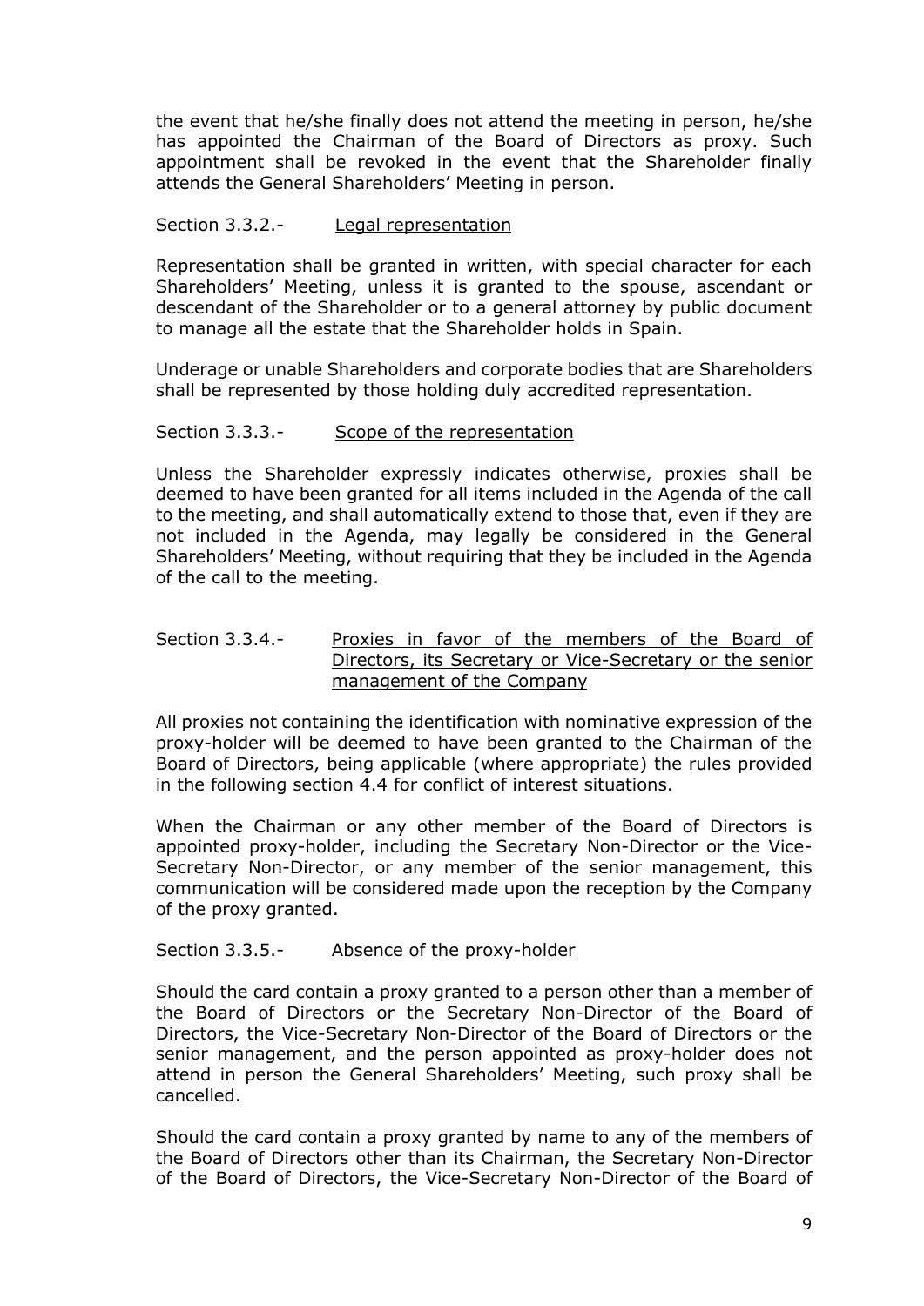the event that he/she finally does not attend the meeting in person, he/she has appointed the Chairman of the Board of Directors as proxy. Such appointment shall be revoked in the event that the Shareholder finally attends the General Shareholders' Meeting in person.

Section 3.3.2.- Legal representation

Representation shall be granted in written, with special character for each Shareholders' Meeting, unless it is granted to the spouse, ascendant or descendant of the Shareholder or to a general attorney by public document to manage all the estate that the Shareholder holds in Spain.

Underage or unable Shareholders and corporate bodies that are Shareholders shall be represented by those holding duly accredited representation.

Section 3.3.3.- Scope of the representation

Unless the Shareholder expressly indicates otherwise, proxies shall be deemed to have been granted for all items included in the Agenda of the call to the meeting, and shall automatically extend to those that, even if they are not included in the Agenda, may legally be considered in the General Shareholders' Meeting, without requiring that they be included in the Agenda of the call to the meeting.

Section 3.3.4.- Proxies in favor of the members of the Board of Directors, its Secretary or Vice-Secretary or the senior management of the Company

All proxies not containing the identification with nominative expression of the proxy-holder will be deemed to have been granted to the Chairman of the Board of Directors, being applicable (where appropriate) the rules provided in the following section 4.4 for conflict of interest situations.

When the Chairman or any other member of the Board of Directors is appointed proxy-holder, including the Secretary Non-Director or the Vice-Secretary Non-Director, or any member of the senior management, this communication will be considered made upon the reception by the Company of the proxy granted.

Section 3.3.5.- Absence of the proxy-holder

Should the card contain a proxy granted to a person other than a member of the Board of Directors or the Secretary Non-Director of the Board of Directors, the Vice-Secretary Non-Director of the Board of Directors or the senior management, and the person appointed as proxy-holder does not attend in person the General Shareholders' Meeting, such proxy shall be cancelled.

Should the card contain a proxy granted by name to any of the members of the Board of Directors other than its Chairman, the Secretary Non-Director of the Board of Directors, the Vice-Secretary Non-Director of the Board of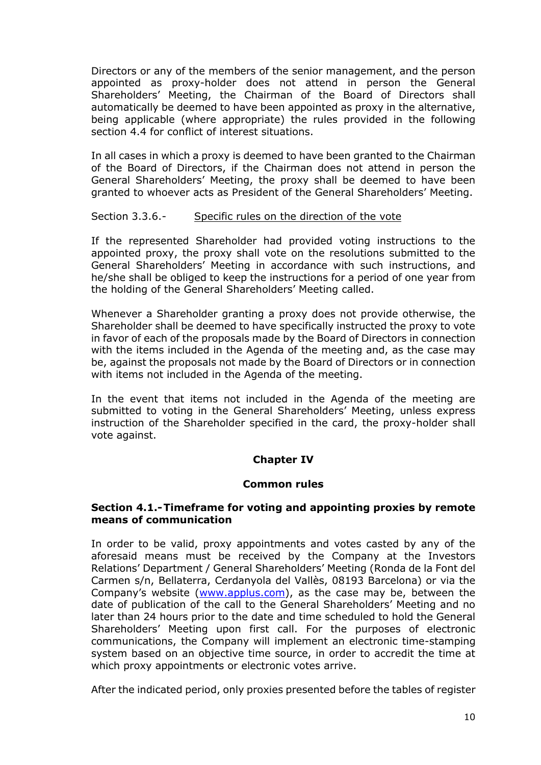Directors or any of the members of the senior management, and the person appointed as proxy-holder does not attend in person the General Shareholders' Meeting, the Chairman of the Board of Directors shall automatically be deemed to have been appointed as proxy in the alternative, being applicable (where appropriate) the rules provided in the following section 4.4 for conflict of interest situations.

In all cases in which a proxy is deemed to have been granted to the Chairman of the Board of Directors, if the Chairman does not attend in person the General Shareholders' Meeting, the proxy shall be deemed to have been granted to whoever acts as President of the General Shareholders' Meeting.

Section 3.3.6.- Specific rules on the direction of the vote

If the represented Shareholder had provided voting instructions to the appointed proxy, the proxy shall vote on the resolutions submitted to the General Shareholders' Meeting in accordance with such instructions, and he/she shall be obliged to keep the instructions for a period of one year from the holding of the General Shareholders' Meeting called.

Whenever a Shareholder granting a proxy does not provide otherwise, the Shareholder shall be deemed to have specifically instructed the proxy to vote in favor of each of the proposals made by the Board of Directors in connection with the items included in the Agenda of the meeting and, as the case may be, against the proposals not made by the Board of Directors or in connection with items not included in the Agenda of the meeting.

In the event that items not included in the Agenda of the meeting are submitted to voting in the General Shareholders' Meeting, unless express instruction of the Shareholder specified in the card, the proxy-holder shall vote against.

## Chapter IV

## Common rules

### Section 4.1.- Timeframe for voting and appointing proxies by remote means of communication

In order to be valid, proxy appointments and votes casted by any of the aforesaid means must be received by the Company at the Investors Relations' Department / General Shareholders' Meeting (Ronda de la Font del Carmen s/n, Bellaterra, Cerdanyola del Vallès, 08193 Barcelona) or via the Company's website (www.applus.com), as the case may be, between the date of publication of the call to the General Shareholders' Meeting and no later than 24 hours prior to the date and time scheduled to hold the General Shareholders' Meeting upon first call. For the purposes of electronic communications, the Company will implement an electronic time-stamping system based on an objective time source, in order to accredit the time at which proxy appointments or electronic votes arrive.

After the indicated period, only proxies presented before the tables of register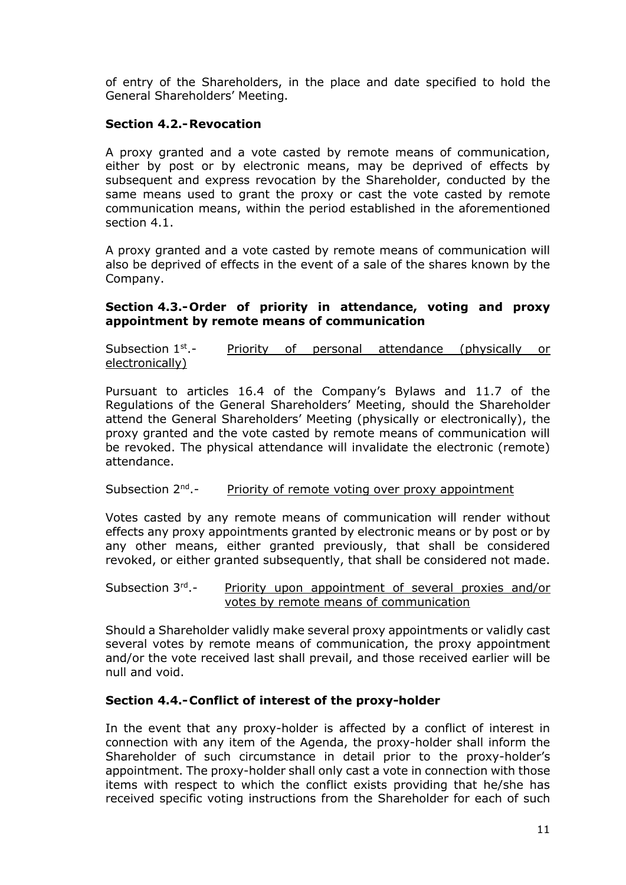of entry of the Shareholders, in the place and date specified to hold the General Shareholders' Meeting.

### Section 4.2.- Revocation

A proxy granted and a vote casted by remote means of communication, either by post or by electronic means, may be deprived of effects by subsequent and express revocation by the Shareholder, conducted by the same means used to grant the proxy or cast the vote casted by remote communication means, within the period established in the aforementioned section 4.1.

A proxy granted and a vote casted by remote means of communication will also be deprived of effects in the event of a sale of the shares known by the Company.

### Section 4.3.- Order of priority in attendance, voting and proxy appointment by remote means of communication

Subsection 1st.- Priority of personal attendance (physically or electronically)

Pursuant to articles 16.4 of the Company's Bylaws and 11.7 of the Regulations of the General Shareholders' Meeting, should the Shareholder attend the General Shareholders' Meeting (physically or electronically), the proxy granted and the vote casted by remote means of communication will be revoked. The physical attendance will invalidate the electronic (remote) attendance.

Subsection 2nd.- Priority of remote voting over proxy appointment

Votes casted by any remote means of communication will render without effects any proxy appointments granted by electronic means or by post or by any other means, either granted previously, that shall be considered revoked, or either granted subsequently, that shall be considered not made.

Subsection 3rd.- Priority upon appointment of several proxies and/or votes by remote means of communication

Should a Shareholder validly make several proxy appointments or validly cast several votes by remote means of communication, the proxy appointment and/or the vote received last shall prevail, and those received earlier will be null and void.

### Section 4.4.- Conflict of interest of the proxy-holder

In the event that any proxy-holder is affected by a conflict of interest in connection with any item of the Agenda, the proxy-holder shall inform the Shareholder of such circumstance in detail prior to the proxy-holder's appointment. The proxy-holder shall only cast a vote in connection with those items with respect to which the conflict exists providing that he/she has received specific voting instructions from the Shareholder for each of such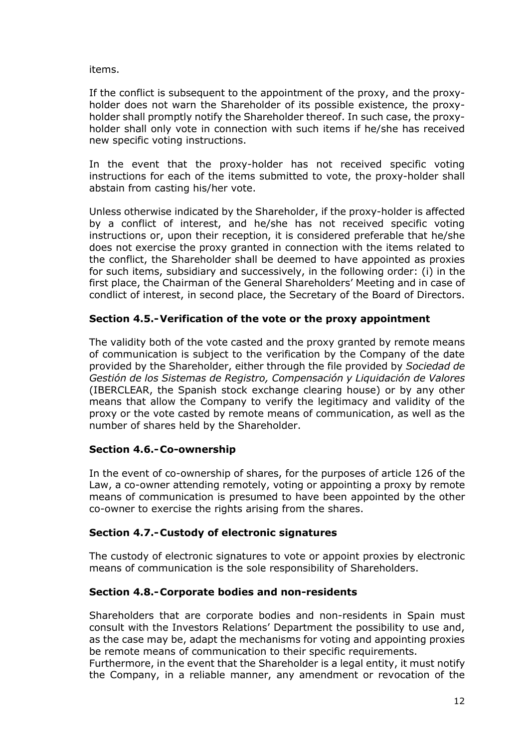items.

If the conflict is subsequent to the appointment of the proxy, and the proxy-holder does not warn the Shareholder of its possible existence, the proxy-holder shall promptly notify the Shareholder thereof. In such case, the proxy-holder shall only vote in connection with such items if he/she has received new specific voting instructions.

In the event that the proxy-holder has not received specific voting instructions for each of the items submitted to vote, the proxy-holder shall abstain from casting his/her vote.

Unless otherwise indicated by the Shareholder, if the proxy-holder is affected by a conflict of interest, and he/she has not received specific voting instructions or, upon their reception, it is considered preferable that he/she does not exercise the proxy granted in connection with the items related to the conflict, the Shareholder shall be deemed to have appointed as proxies for such items, subsidiary and successively, in the following order: (i) in the first place, the Chairman of the General Shareholders' Meeting and in case of condlict of interest, in second place, the Secretary of the Board of Directors.

### Section 4.5.- Verification of the vote or the proxy appointment

The validity both of the vote casted and the proxy granted by remote means of communication is subject to the verification by the Company of the date provided by the Shareholder, either through the file provided by *Sociedad de Gestión de los Sistemas de Registro, Compensación y Liquidación de Valores* (IBERCLEAR, the Spanish stock exchange clearing house) or by any other means that allow the Company to verify the legitimacy and validity of the proxy or the vote casted by remote means of communication, as well as the number of shares held by the Shareholder.

### Section 4.6.- Co-ownership

In the event of co-ownership of shares, for the purposes of article 126 of the Law, a co-owner attending remotely, voting or appointing a proxy by remote means of communication is presumed to have been appointed by the other co-owner to exercise the rights arising from the shares.

### Section 4.7.- Custody of electronic signatures

The custody of electronic signatures to vote or appoint proxies by electronic means of communication is the sole responsibility of Shareholders.

### Section 4.8.- Corporate bodies and non-residents

Shareholders that are corporate bodies and non-residents in Spain must consult with the Investors Relations' Department the possibility to use and, as the case may be, adapt the mechanisms for voting and appointing proxies be remote means of communication to their specific requirements.
Furthermore, in the event that the Shareholder is a legal entity, it must notify the Company, in a reliable manner, any amendment or revocation of the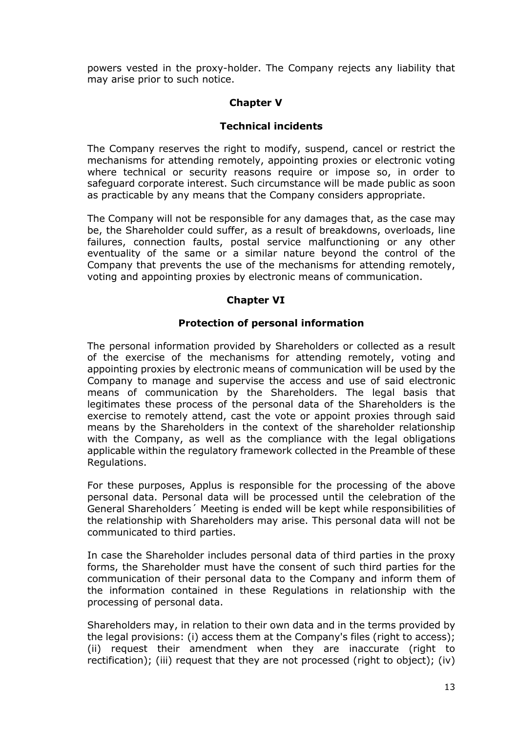powers vested in the proxy-holder. The Company rejects any liability that may arise prior to such notice.

## Chapter V

## Technical incidents

The Company reserves the right to modify, suspend, cancel or restrict the mechanisms for attending remotely, appointing proxies or electronic voting where technical or security reasons require or impose so, in order to safeguard corporate interest. Such circumstance will be made public as soon as practicable by any means that the Company considers appropriate.

The Company will not be responsible for any damages that, as the case may be, the Shareholder could suffer, as a result of breakdowns, overloads, line failures, connection faults, postal service malfunctioning or any other eventuality of the same or a similar nature beyond the control of the Company that prevents the use of the mechanisms for attending remotely, voting and appointing proxies by electronic means of communication.

## Chapter VI

## Protection of personal information

The personal information provided by Shareholders or collected as a result of the exercise of the mechanisms for attending remotely, voting and appointing proxies by electronic means of communication will be used by the Company to manage and supervise the access and use of said electronic means of communication by the Shareholders. The legal basis that legitimates these process of the personal data of the Shareholders is the exercise to remotely attend, cast the vote or appoint proxies through said means by the Shareholders in the context of the shareholder relationship with the Company, as well as the compliance with the legal obligations applicable within the regulatory framework collected in the Preamble of these Regulations.

For these purposes, Applus is responsible for the processing of the above personal data. Personal data will be processed until the celebration of the General Shareholders´ Meeting is ended will be kept while responsibilities of the relationship with Shareholders may arise. This personal data will not be communicated to third parties.

In case the Shareholder includes personal data of third parties in the proxy forms, the Shareholder must have the consent of such third parties for the communication of their personal data to the Company and inform them of the information contained in these Regulations in relationship with the processing of personal data.

Shareholders may, in relation to their own data and in the terms provided by the legal provisions: (i) access them at the Company's files (right to access); (ii) request their amendment when they are inaccurate (right to rectification); (iii) request that they are not processed (right to object); (iv)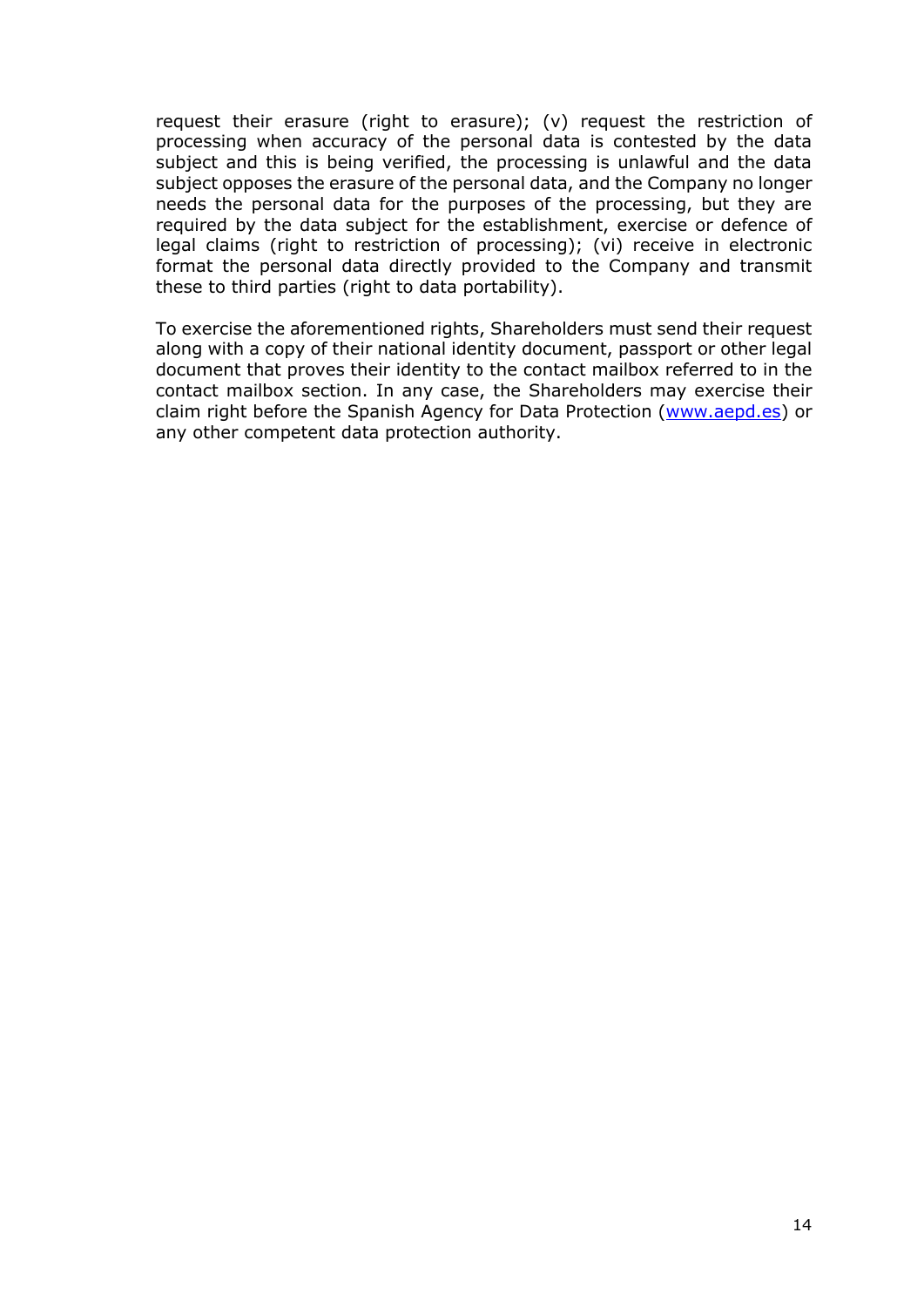request their erasure (right to erasure); (v) request the restriction of processing when accuracy of the personal data is contested by the data subject and this is being verified, the processing is unlawful and the data subject opposes the erasure of the personal data, and the Company no longer needs the personal data for the purposes of the processing, but they are required by the data subject for the establishment, exercise or defence of legal claims (right to restriction of processing); (vi) receive in electronic format the personal data directly provided to the Company and transmit these to third parties (right to data portability).

To exercise the aforementioned rights, Shareholders must send their request along with a copy of their national identity document, passport or other legal document that proves their identity to the contact mailbox referred to in the contact mailbox section. In any case, the Shareholders may exercise their claim right before the Spanish Agency for Data Protection (www.aepd.es) or any other competent data protection authority.